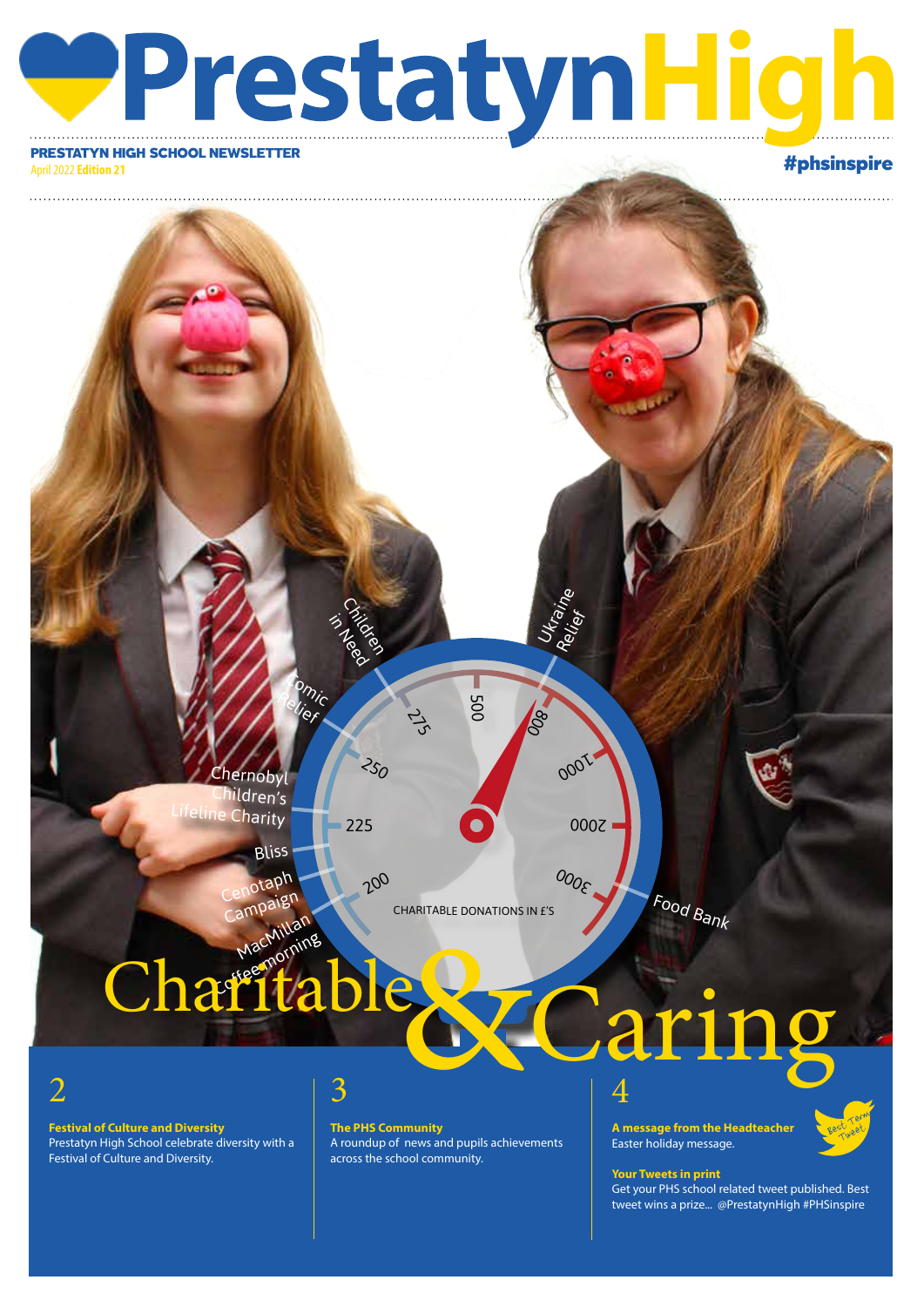# PrestatynHigh

**PRESTATYN HIGH SCHOOL NEWSLETTER**

April 2022 **Edition 21**

#phsinspire

Children in Need

Ukraine Relief

Comic Relief

Chernobyl Children's Lifeline Charity

Bliss

Cenotaph Campaign

MacMillan Coffee morning

Food Bank

200, 225, 250, 275, 500, 800, 1000, 2000, 3000

CHARITABLE DONATIONS IN £'S

# Charitable & Caring

## 2

**Festival of Culture and Diversity**

Prestatyn High School celebrate diversity with a Festival of Culture and Diversity.

## 3

**The PHS Community**

A roundup of news and pupils achievements across the school community.

## 4

**A message from the Headteacher**

Easter holiday message.

**Your Tweets in print**

Get your PHS school related tweet published. Best tweet wins a prize... @PrestatynHigh #PHSinspire

Best Term Tweet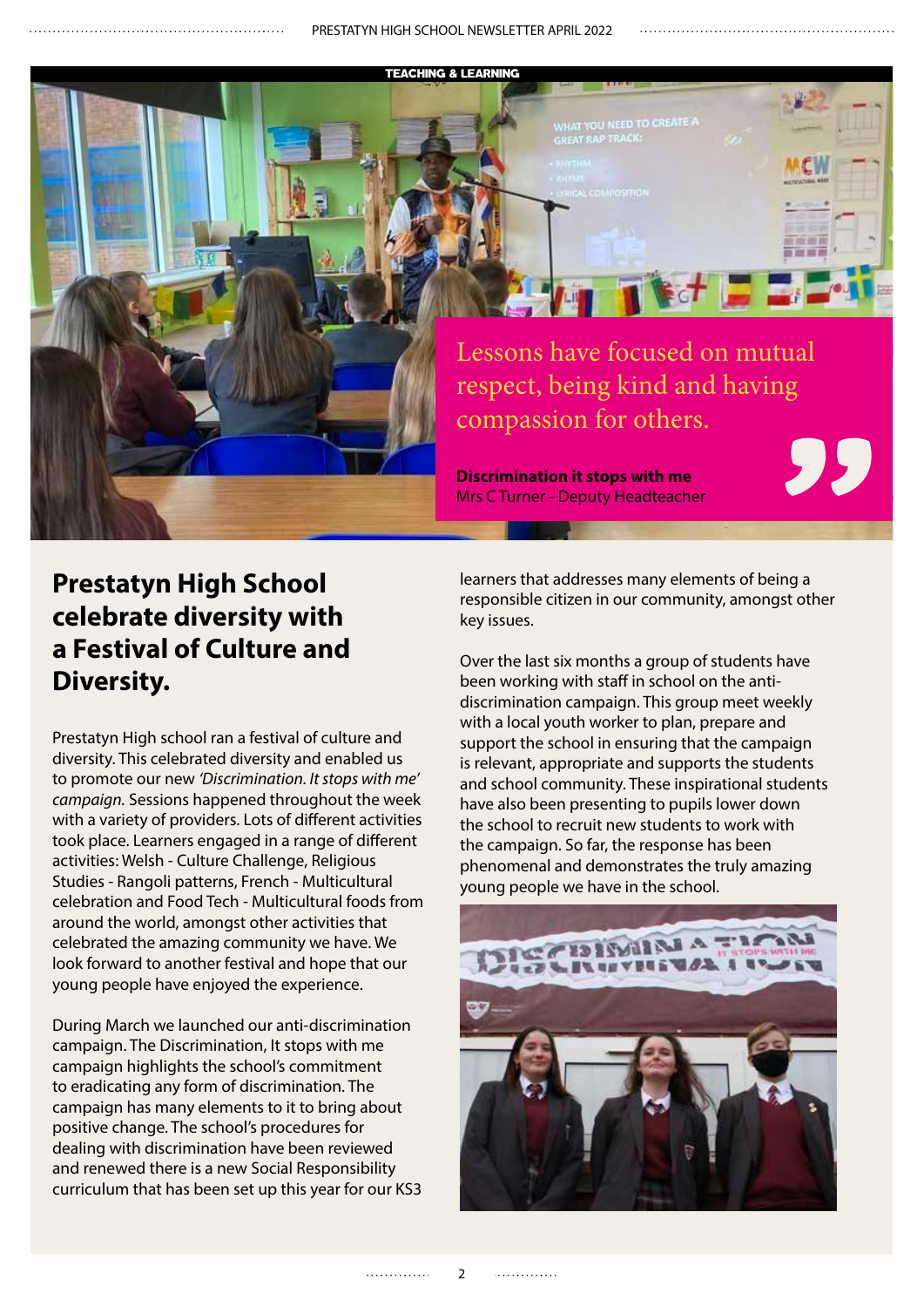TEACHING & LEARNING

> Lessons have focused on mutual respect, being kind and having compassion for others.
>
> **Discrimination it stops with me**
> Mrs C Turner - Deputy Headteacher

## Prestatyn High School celebrate diversity with a Festival of Culture and Diversity.

Prestatyn High school ran a festival of culture and diversity. This celebrated diversity and enabled us to promote our new *'Discrimination. It stops with me' campaign.* Sessions happened throughout the week with a variety of providers. Lots of different activities took place. Learners engaged in a range of different activities: Welsh - Culture Challenge, Religious Studies - Rangoli patterns, French - Multicultural celebration and Food Tech - Multicultural foods from around the world, amongst other activities that celebrated the amazing community we have. We look forward to another festival and hope that our young people have enjoyed the experience.

During March we launched our anti-discrimination campaign. The Discrimination, It stops with me campaign highlights the school's commitment to eradicating any form of discrimination. The campaign has many elements to it to bring about positive change. The school's procedures for dealing with discrimination have been reviewed and renewed there is a new Social Responsibility curriculum that has been set up this year for our KS3 learners that addresses many elements of being a responsible citizen in our community, amongst other key issues.

Over the last six months a group of students have been working with staff in school on the anti-discrimination campaign. This group meet weekly with a local youth worker to plan, prepare and support the school in ensuring that the campaign is relevant, appropriate and supports the students and school community. These inspirational students have also been presenting to pupils lower down the school to recruit new students to work with the campaign. So far, the response has been phenomenal and demonstrates the truly amazing young people we have in the school.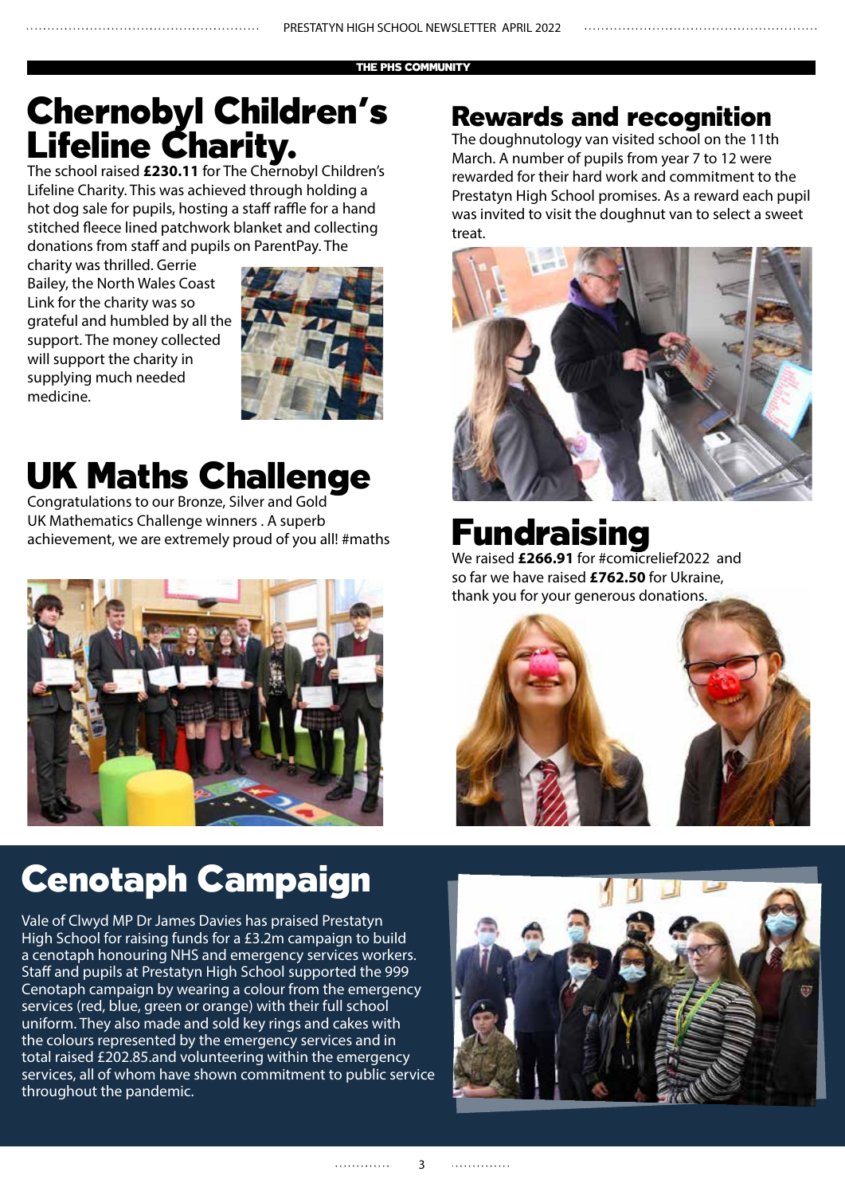THE PHS COMMUNITY

# Chernobyl Children's Lifeline Charity.

The school raised **£230.11** for The Chernobyl Children's Lifeline Charity. This was achieved through holding a hot dog sale for pupils, hosting a staff raffle for a hand stitched fleece lined patchwork blanket and collecting donations from staff and pupils on ParentPay. The charity was thrilled. Gerrie Bailey, the North Wales Coast Link for the charity was so grateful and humbled by all the support. The money collected will support the charity in supplying much needed medicine.

# UK Maths Challenge

Congratulations to our Bronze, Silver and Gold UK Mathematics Challenge winners . A superb achievement, we are extremely proud of you all! #maths

# Rewards and recognition

The doughnutology van visited school on the 11th March. A number of pupils from year 7 to 12 were rewarded for their hard work and commitment to the Prestatyn High School promises. As a reward each pupil was invited to visit the doughnut van to select a sweet treat.

# Fundraising

We raised **£266.91** for #comicrelief2022 and so far we have raised **£762.50** for Ukraine, thank you for your generous donations.

# Cenotaph Campaign

Vale of Clwyd MP Dr James Davies has praised Prestatyn High School for raising funds for a £3.2m campaign to build a cenotaph honouring NHS and emergency services workers. Staff and pupils at Prestatyn High School supported the 999 Cenotaph campaign by wearing a colour from the emergency services (red, blue, green or orange) with their full school uniform. They also made and sold key rings and cakes with the colours represented by the emergency services and in total raised £202.85.and volunteering within the emergency services, all of whom have shown commitment to public service throughout the pandemic.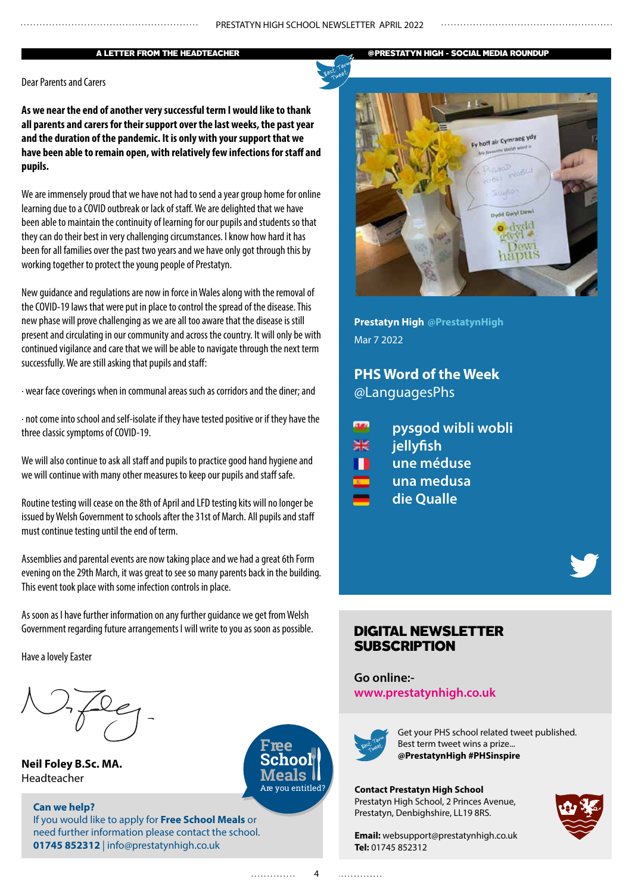## A LETTER FROM THE HEADTEACHER

Dear Parents and Carers

**As we near the end of another very successful term I would like to thank all parents and carers for their support over the last weeks, the past year and the duration of the pandemic. It is only with your support that we have been able to remain open, with relatively few infections for staff and pupils.**

We are immensely proud that we have not had to send a year group home for online learning due to a COVID outbreak or lack of staff. We are delighted that we have been able to maintain the continuity of learning for our pupils and students so that they can do their best in very challenging circumstances. I know how hard it has been for all families over the past two years and we have only got through this by working together to protect the young people of Prestatyn.

New guidance and regulations are now in force in Wales along with the removal of the COVID-19 laws that were put in place to control the spread of the disease. This new phase will prove challenging as we are all too aware that the disease is still present and circulating in our community and across the country. It will only be with continued vigilance and care that we will be able to navigate through the next term successfully. We are still asking that pupils and staff:

· wear face coverings when in communal areas such as corridors and the diner; and

· not come into school and self-isolate if they have tested positive or if they have the three classic symptoms of COVID-19.

We will also continue to ask all staff and pupils to practice good hand hygiene and we will continue with many other measures to keep our pupils and staff safe.

Routine testing will cease on the 8th of April and LFD testing kits will no longer be issued by Welsh Government to schools after the 31st of March. All pupils and staff must continue testing until the end of term.

Assemblies and parental events are now taking place and we had a great 6th Form evening on the 29th March, it was great to see so many parents back in the building. This event took place with some infection controls in place.

As soon as I have further information on any further guidance we get from Welsh Government regarding future arrangements I will write to you as soon as possible.

Have a lovely Easter

**Neil Foley B.Sc. MA.**
Headteacher

**Free School Meals**
Are you entitled?

**Can we help?**
If you would like to apply for **Free School Meals** or need further information please contact the school.
**01745 852312** | info@prestatynhigh.co.uk

## @PRESTATYN HIGH - SOCIAL MEDIA ROUNDUP

Best Term Tweet

**Prestatyn High** @PrestatynHigh
Mar 7 2022

**PHS Word of the Week**
@LanguagesPhs

- pysgod wibli wobli
- jellyfish
- une méduse
- una medusa
- die Qualle

## DIGITAL NEWSLETTER SUBSCRIPTION

Go online:-
www.prestatynhigh.co.uk

Get your PHS school related tweet published. Best term tweet wins a prize...
**@PrestatynHigh #PHSinspire**

**Contact Prestatyn High School**
Prestatyn High School, 2 Princes Avenue, Prestatyn, Denbighshire, LL19 8RS.

**Email:** websupport@prestatynhigh.co.uk
**Tel:** 01745 852312